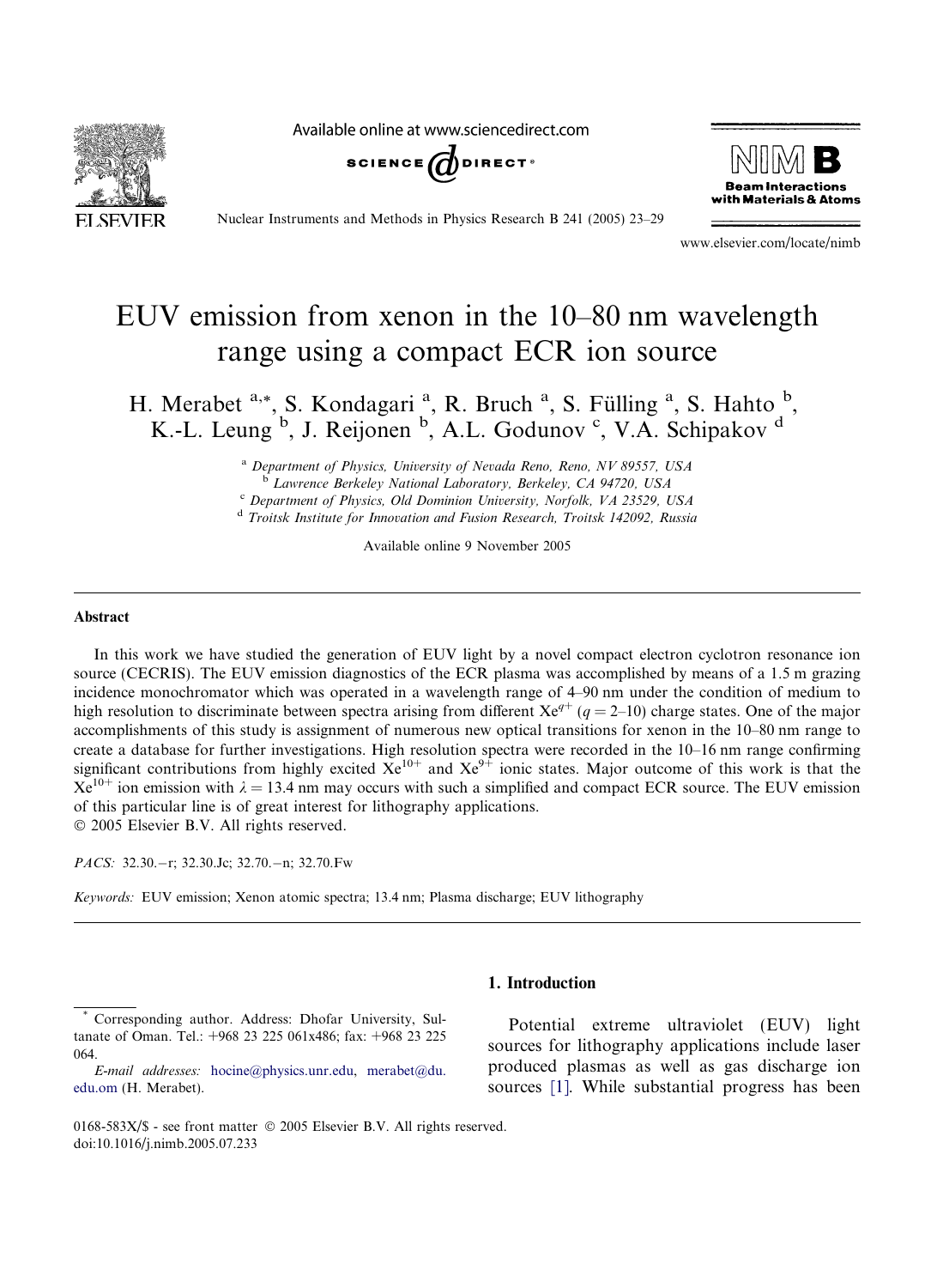# EUV emission from xenon in the 10–80 nm wavelength range using a compact ECR ion source

H. Merabet [a,*], S. Kondagari [a], R. Bruch [a], S. Fülling [a], S. Hahto [b], K.-L. Leung [b], J. Reijonen [b], A.L. Godunov [c], V.A. Schipakov [d]

[a] Department of Physics, University of Nevada Reno, Reno, NV 89557, USA
[b] Lawrence Berkeley National Laboratory, Berkeley, CA 94720, USA
[c] Department of Physics, Old Dominion University, Norfolk, VA 23529, USA
[d] Troitsk Institute for Innovation and Fusion Research, Troitsk 142092, Russia

Available online 9 November 2005

## Abstract

In this work we have studied the generation of EUV light by a novel compact electron cyclotron resonance ion source (CECRIS). The EUV emission diagnostics of the ECR plasma was accomplished by means of a 1.5 m grazing incidence monochromator which was operated in a wavelength range of 4–90 nm under the condition of medium to high resolution to discriminate between spectra arising from different $Xe^{q+}$ ($q = 2$–10) charge states. One of the major accomplishments of this study is assignment of numerous new optical transitions for xenon in the 10–80 nm range to create a database for further investigations. High resolution spectra were recorded in the 10–16 nm range confirming significant contributions from highly excited $Xe^{10+}$ and $Xe^{9+}$ ionic states. Major outcome of this work is that the $Xe^{10+}$ ion emission with $\lambda = 13.4$ nm may occurs with such a simplified and compact ECR source. The EUV emission of this particular line is of great interest for lithography applications.
© 2005 Elsevier B.V. All rights reserved.

*PACS:* 32.30.−r; 32.30.Jc; 32.70.−n; 32.70.Fw

*Keywords:* EUV emission; Xenon atomic spectra; 13.4 nm; Plasma discharge; EUV lithography

## 1. Introduction

Potential extreme ultraviolet (EUV) light sources for lithography applications include laser produced plasmas as well as gas discharge ion sources [1]. While substantial progress has been

---

* Corresponding author. Address: Dhofar University, Sultanate of Oman. Tel.: +968 23 225 061x486; fax: +968 23 225 064.

*E-mail addresses:* hocine@physics.unr.edu, merabet@du.edu.om (H. Merabet).

0168-583X/$ - see front matter © 2005 Elsevier B.V. All rights reserved.
doi:10.1016/j.nimb.2005.07.233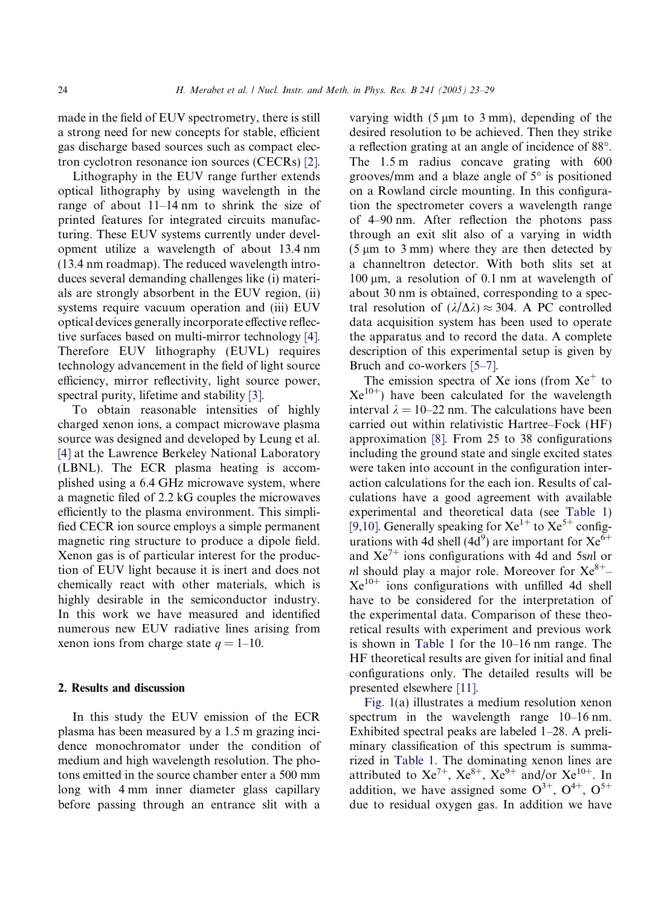made in the field of EUV spectrometry, there is still a strong need for new concepts for stable, efficient gas discharge based sources such as compact electron cyclotron resonance ion sources (CECRs) [2].

Lithography in the EUV range further extends optical lithography by using wavelength in the range of about 11–14 nm to shrink the size of printed features for integrated circuits manufacturing. These EUV systems currently under development utilize a wavelength of about 13.4 nm (13.4 nm roadmap). The reduced wavelength introduces several demanding challenges like (i) materials are strongly absorbent in the EUV region, (ii) systems require vacuum operation and (iii) EUV optical devices generally incorporate effective reflective surfaces based on multi-mirror technology [4]. Therefore EUV lithography (EUVL) requires technology advancement in the field of light source efficiency, mirror reflectivity, light source power, spectral purity, lifetime and stability [3].

To obtain reasonable intensities of highly charged xenon ions, a compact microwave plasma source was designed and developed by Leung et al. [4] at the Lawrence Berkeley National Laboratory (LBNL). The ECR plasma heating is accomplished using a 6.4 GHz microwave system, where a magnetic filed of 2.2 kG couples the microwaves efficiently to the plasma environment. This simplified CECR ion source employs a simple permanent magnetic ring structure to produce a dipole field. Xenon gas is of particular interest for the production of EUV light because it is inert and does not chemically react with other materials, which is highly desirable in the semiconductor industry. In this work we have measured and identified numerous new EUV radiative lines arising from xenon ions from charge state $q = 1$–10.

## 2. Results and discussion

In this study the EUV emission of the ECR plasma has been measured by a 1.5 m grazing incidence monochromator under the condition of medium and high wavelength resolution. The photons emitted in the source chamber enter a 500 mm long with 4 mm inner diameter glass capillary before passing through an entrance slit with a varying width (5 μm to 3 mm), depending of the desired resolution to be achieved. Then they strike a reflection grating at an angle of incidence of 88°. The 1.5 m radius concave grating with 600 grooves/mm and a blaze angle of 5° is positioned on a Rowland circle mounting. In this configuration the spectrometer covers a wavelength range of 4–90 nm. After reflection the photons pass through an exit slit also of a varying in width (5 μm to 3 mm) where they are then detected by a channeltron detector. With both slits set at 100 μm, a resolution of 0.1 nm at wavelength of about 30 nm is obtained, corresponding to a spectral resolution of $(\lambda/\Delta\lambda) \approx 304$. A PC controlled data acquisition system has been used to operate the apparatus and to record the data. A complete description of this experimental setup is given by Bruch and co-workers [5–7].

The emission spectra of Xe ions (from $Xe^{+}$ to $Xe^{10+}$) have been calculated for the wavelength interval $\lambda = 10$–22 nm. The calculations have been carried out within relativistic Hartree–Fock (HF) approximation [8]. From 25 to 38 configurations including the ground state and single excited states were taken into account in the configuration interaction calculations for the each ion. Results of calculations have a good agreement with available experimental and theoretical data (see Table 1) [9,10]. Generally speaking for $Xe^{1+}$ to $Xe^{5+}$ configurations with 4d shell ($4d^9$) are important for $Xe^{6+}$ and $Xe^{7+}$ ions configurations with 4d and 5s*nl* or *nl* should play a major role. Moreover for $Xe^{8+}$–$Xe^{10+}$ ions configurations with unfilled 4d shell have to be considered for the interpretation of the experimental data. Comparison of these theoretical results with experiment and previous work is shown in Table 1 for the 10–16 nm range. The HF theoretical results are given for initial and final configurations only. The detailed results will be presented elsewhere [11].

Fig. 1(a) illustrates a medium resolution xenon spectrum in the wavelength range 10–16 nm. Exhibited spectral peaks are labeled 1–28. A preliminary classification of this spectrum is summarized in Table 1. The dominating xenon lines are attributed to $Xe^{7+}$, $Xe^{8+}$, $Xe^{9+}$ and/or $Xe^{10+}$. In addition, we have assigned some $O^{3+}$, $O^{4+}$, $O^{5+}$ due to residual oxygen gas. In addition we have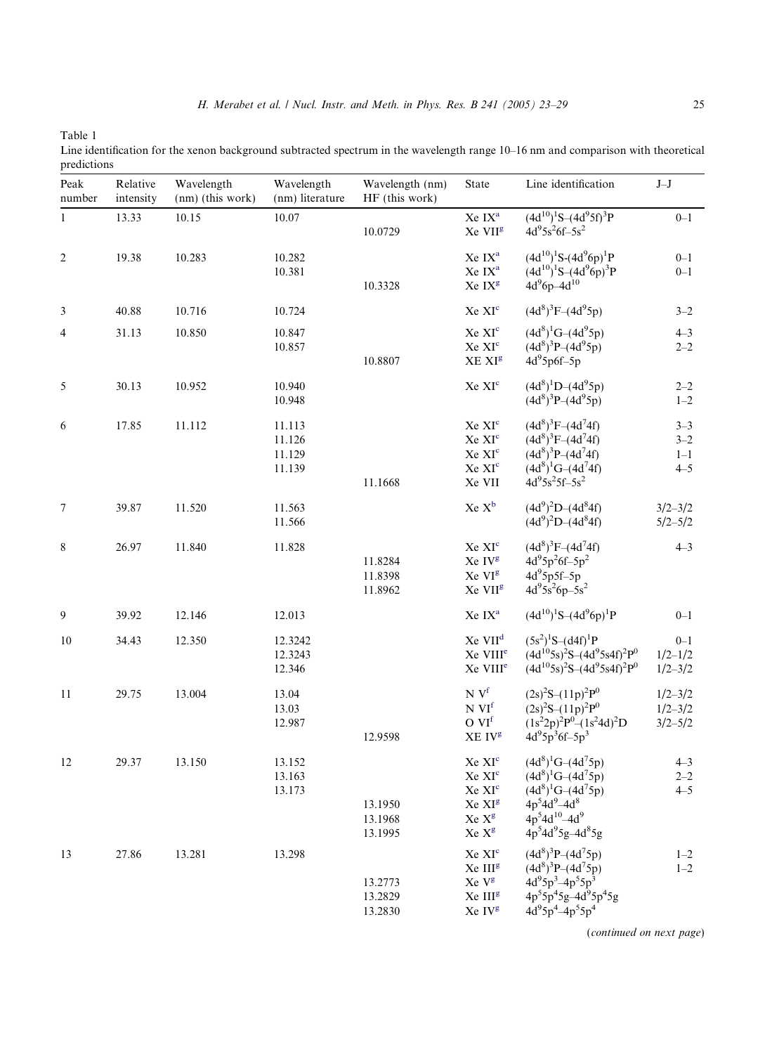Table 1
Line identification for the xenon background subtracted spectrum in the wavelength range 10–16 nm and comparison with theoretical predictions

| Peak number | Relative intensity | Wavelength (nm) (this work) | Wavelength (nm) literature | Wavelength (nm) HF (this work) | State | Line identification | J–J |
|---|---|---|---|---|---|---|---|
| 1 | 13.33 | 10.15 | 10.07 | | Xe IX[a] | $(4d^{10})^1S$–$(4d^95f)^3P$ | 0–1 |
| | | | | 10.0729 | Xe VII[g] | $4d^95s^26f$–$5s^2$ | |
| 2 | 19.38 | 10.283 | 10.282 | | Xe IX[a] | $(4d^{10})^1S$-$(4d^96p)^1P$ | 0–1 |
| | | | 10.381 | | Xe IX[a] | $(4d^{10})^1S$–$(4d^96p)^3P$ | 0–1 |
| | | | | 10.3328 | Xe IX[g] | $4d^96p$–$4d^{10}$ | |
| 3 | 40.88 | 10.716 | 10.724 | | Xe XI[c] | $(4d^8)^3F$–$(4d^95p)$ | 3–2 |
| 4 | 31.13 | 10.850 | 10.847 | | Xe XI[c] | $(4d^8)^1G$–$(4d^95p)$ | 4–3 |
| | | | 10.857 | | Xe XI[c] | $(4d^8)^3P$–$(4d^95p)$ | 2–2 |
| | | | | 10.8807 | XE XI[g] | $4d^95p6f$–$5p$ | |
| 5 | 30.13 | 10.952 | 10.940 | | Xe XI[c] | $(4d^8)^1D$–$(4d^95p)$ | 2–2 |
| | | | 10.948 | | | $(4d^8)^3P$–$(4d^95p)$ | 1–2 |
| 6 | 17.85 | 11.112 | 11.113 | | Xe XI[c] | $(4d^8)^3F$–$(4d^74f)$ | 3–3 |
| | | | 11.126 | | Xe XI[c] | $(4d^8)^3F$–$(4d^74f)$ | 3–2 |
| | | | 11.129 | | Xe XI[c] | $(4d^8)^3P$–$(4d^74f)$ | 1–1 |
| | | | 11.139 | | Xe XI[c] | $(4d^8)^1G$–$(4d^74f)$ | 4–5 |
| | | | | 11.1668 | Xe VII | $4d^95s^25f$–$5s^2$ | |
| 7 | 39.87 | 11.520 | 11.563 | | Xe X[b] | $(4d^9)^2D$–$(4d^84f)$ | 3/2–3/2 |
| | | | 11.566 | | | $(4d^9)^2D$–$(4d^84f)$ | 5/2–5/2 |
| 8 | 26.97 | 11.840 | 11.828 | | Xe XI[c] | $(4d^8)^3F$–$(4d^74f)$ | 4–3 |
| | | | | 11.8284 | Xe IV[g] | $4d^95p^26f$–$5p^2$ | |
| | | | | 11.8398 | Xe VI[g] | $4d^95p5f$–$5p$ | |
| | | | | 11.8962 | Xe VII[g] | $4d^95s^26p$–$5s^2$ | |
| 9 | 39.92 | 12.146 | 12.013 | | Xe IX[a] | $(4d^{10})^1S$–$(4d^96p)^1P$ | 0–1 |
| 10 | 34.43 | 12.350 | 12.3242 | | Xe VII[d] | $(5s^2)^1S$–$(d4f)^1P$ | 0–1 |
| | | | 12.3243 | | Xe VIII[e] | $(4d^{10}5s)^2S$–$(4d^95s4f)^2P^0$ | 1/2–1/2 |
| | | | 12.346 | | Xe VIII[e] | $(4d^{10}5s)^2S$–$(4d^95s4f)^2P^0$ | 1/2–3/2 |
| 11 | 29.75 | 13.004 | 13.04 | | N V[f] | $(2s)^2S$–$(11p)^2P^0$ | 1/2–3/2 |
| | | | 13.03 | | N VI[f] | $(2s)^2S$–$(11p)^2P^0$ | 1/2–3/2 |
| | | | 12.987 | | O VI[f] | $(1s^22p)^2P^0$–$(1s^24d)^2D$ | 3/2–5/2 |
| | | | | 12.9598 | XE IV[g] | $4d^95p^36f$–$5p^3$ | |
| 12 | 29.37 | 13.150 | 13.152 | | Xe XI[c] | $(4d^8)^1G$–$(4d^75p)$ | 4–3 |
| | | | 13.163 | | Xe XI[c] | $(4d^8)^1G$–$(4d^75p)$ | 2–2 |
| | | | 13.173 | | Xe XI[c] | $(4d^8)^1G$–$(4d^75p)$ | 4–5 |
| | | | | 13.1950 | Xe XI[g] | $4p^54d^9$–$4d^8$ | |
| | | | | 13.1968 | Xe X[g] | $4p^54d^{10}$–$4d^9$ | |
| | | | | 13.1995 | Xe X[g] | $4p^54d^95g$–$4d^85g$ | |
| 13 | 27.86 | 13.281 | 13.298 | | Xe XI[c] | $(4d^8)^3P$–$(4d^75p)$ | 1–2 |
| | | | | | Xe III[g] | $(4d^8)^3P$–$(4d^75p)$ | 1–2 |
| | | | | 13.2773 | Xe V[g] | $4d^95p^3$–$4p^55p^3$ | |
| | | | | 13.2829 | Xe III[g] | $4p^55p^45g$–$4d^95p^45g$ | |
| | | | | 13.2830 | Xe IV[g] | $4d^95p^4$–$4p^55p^4$ | |

(*continued on next page*)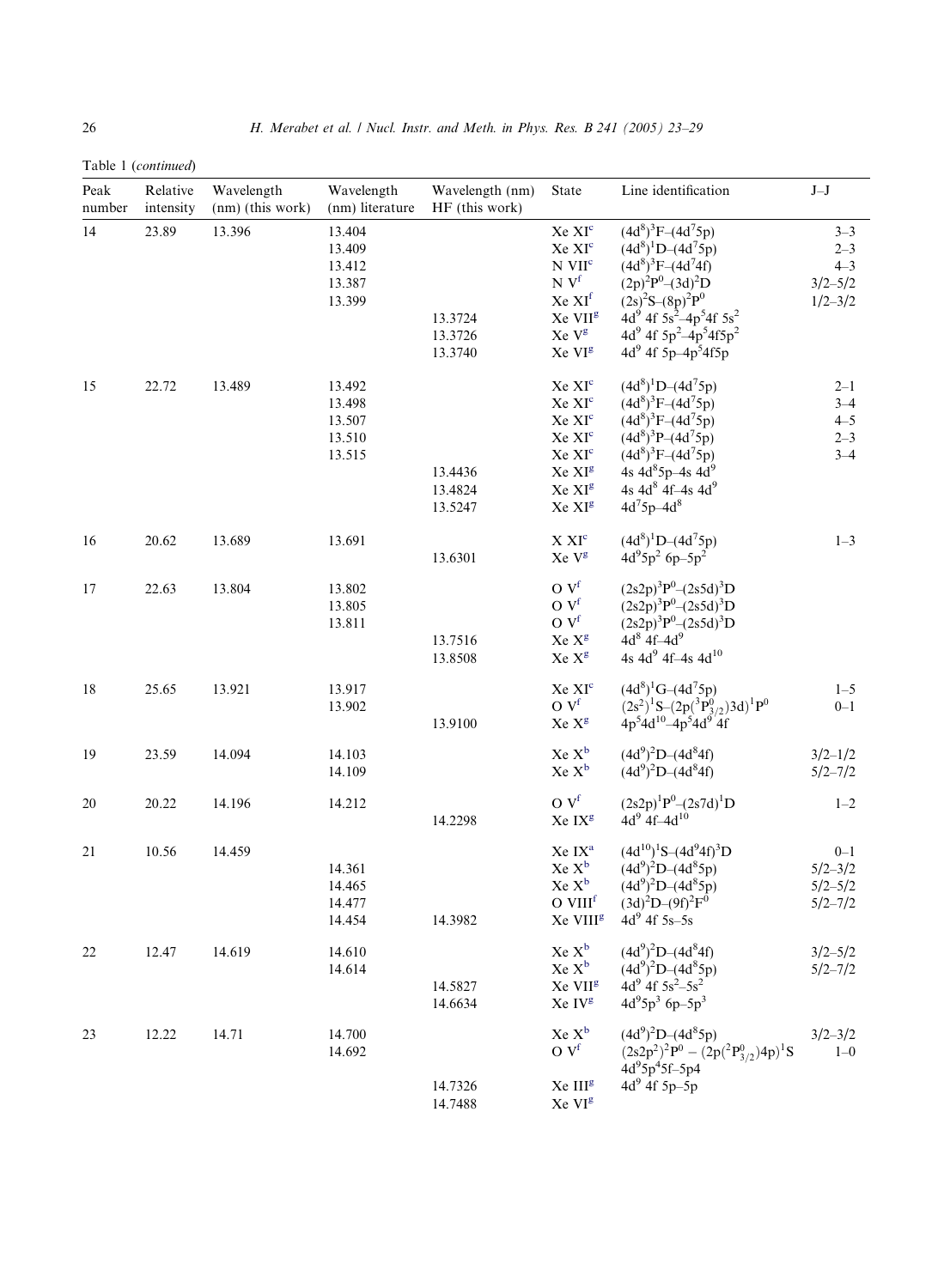Table 1 (*continued*)

| Peak number | Relative intensity | Wavelength (nm) (this work) | Wavelength (nm) literature | Wavelength (nm) HF (this work) | State | Line identification | J–J |
|---|---|---|---|---|---|---|---|
| 14 | 23.89 | 13.396 | 13.404 | | Xe XI[c] | $(4d^8)^3F$–$(4d^75p)$ | 3–3 |
| | | | 13.409 | | Xe XI[c] | $(4d^8)^1D$–$(4d^75p)$ | 2–3 |
| | | | 13.412 | | N VII[c] | $(4d^8)^3F$–$(4d^74f)$ | 4–3 |
| | | | 13.387 | | N V[f] | $(2p)^2P^0$–$(3d)^2D$ | 3/2–5/2 |
| | | | 13.399 | | Xe XI[f] | $(2s)^2S$–$(8p)^2P^0$ | 1/2–3/2 |
| | | | | 13.3724 | Xe VII[g] | $4d^9\ 4f\ 5s^2$–$4p^54f\ 5s^2$ | |
| | | | | 13.3726 | Xe V[g] | $4d^9\ 4f\ 5p^2$–$4p^54f5p^2$ | |
| | | | | 13.3740 | Xe VI[g] | $4d^9\ 4f\ 5p$–$4p^54f5p$ | |
| 15 | 22.72 | 13.489 | 13.492 | | Xe XI[c] | $(4d^8)^1D$–$(4d^75p)$ | 2–1 |
| | | | 13.498 | | Xe XI[c] | $(4d^8)^3F$–$(4d^75p)$ | 3–4 |
| | | | 13.507 | | Xe XI[c] | $(4d^8)^3F$–$(4d^75p)$ | 4–5 |
| | | | 13.510 | | Xe XI[c] | $(4d^8)^3P$–$(4d^75p)$ | 2–3 |
| | | | 13.515 | | Xe XI[c] | $(4d^8)^3F$–$(4d^75p)$ | 3–4 |
| | | | | 13.4436 | Xe XI[g] | $4s\ 4d^85p$–$4s\ 4d^9$ | |
| | | | | 13.4824 | Xe XI[g] | $4s\ 4d^8\ 4f$–$4s\ 4d^9$ | |
| | | | | 13.5247 | Xe XI[g] | $4d^75p$–$4d^8$ | |
| 16 | 20.62 | 13.689 | 13.691 | | X XI[c] | $(4d^8)^1D$–$(4d^75p)$ | 1–3 |
| | | | | 13.6301 | Xe V[g] | $4d^95p^2\ 6p$–$5p^2$ | |
| 17 | 22.63 | 13.804 | 13.802 | | O V[f] | $(2s2p)^3P^0$–$(2s5d)^3D$ | |
| | | | 13.805 | | O V[f] | $(2s2p)^3P^0$–$(2s5d)^3D$ | |
| | | | 13.811 | | O V[f] | $(2s2p)^3P^0$–$(2s5d)^3D$ | |
| | | | | 13.7516 | Xe X[g] | $4d^8\ 4f$–$4d^9$ | |
| | | | | 13.8508 | Xe X[g] | $4s\ 4d^9\ 4f$–$4s\ 4d^{10}$ | |
| 18 | 25.65 | 13.921 | 13.917 | | Xe XI[c] | $(4d^8)^1G$–$(4d^75p)$ | 1–5 |
| | | | 13.902 | | O V[f] | $(2s^2)^1S$–$(2p(^3P^0_{3/2})3d)^1P^0$ | 0–1 |
| | | | | 13.9100 | Xe X[g] | $4p^54d^{10}$–$4p^54d^9\ 4f$ | |
| 19 | 23.59 | 14.094 | 14.103 | | Xe X[b] | $(4d^9)^2D$–$(4d^84f)$ | 3/2–1/2 |
| | | | 14.109 | | Xe X[b] | $(4d^9)^2D$–$(4d^84f)$ | 5/2–7/2 |
| 20 | 20.22 | 14.196 | 14.212 | | O V[f] | $(2s2p)^1P^0$–$(2s7d)^1D$ | 1–2 |
| | | | | 14.2298 | Xe IX[g] | $4d^9\ 4f$–$4d^{10}$ | |
| 21 | 10.56 | 14.459 | | | Xe IX[a] | $(4d^{10})^1S$–$(4d^94f)^3D$ | 0–1 |
| | | | 14.361 | | Xe X[b] | $(4d^9)^2D$–$(4d^85p)$ | 5/2–3/2 |
| | | | 14.465 | | Xe X[b] | $(4d^9)^2D$–$(4d^85p)$ | 5/2–5/2 |
| | | | 14.477 | | O VIII[f] | $(3d)^2D$–$(9f)^2F^0$ | 5/2–7/2 |
| | | | 14.454 | 14.3982 | Xe VIII[g] | $4d^9\ 4f\ 5s$–$5s$ | |
| 22 | 12.47 | 14.619 | 14.610 | | Xe X[b] | $(4d^9)^2D$–$(4d^84f)$ | 3/2–5/2 |
| | | | 14.614 | | Xe X[b] | $(4d^9)^2D$–$(4d^85p)$ | 5/2–7/2 |
| | | | | 14.5827 | Xe VII[g] | $4d^9\ 4f\ 5s^2$–$5s^2$ | |
| | | | | 14.6634 | Xe IV[g] | $4d^95p^3\ 6p$–$5p^3$ | |
| 23 | 12.22 | 14.71 | 14.700 | | Xe X[b] | $(4d^9)^2D$–$(4d^85p)$ | 3/2–3/2 |
| | | | 14.692 | | O V[f] | $(2s2p^2)^2P^0 - (2p(^2P^0_{3/2})4p)^1S$ | 1–0 |
| | | | | | | $4d^95p^45f$–$5p4$ | |
| | | | | 14.7326 | Xe III[g] | $4d^9\ 4f\ 5p$–$5p$ | |
| | | | | 14.7488 | Xe VI[g] | | |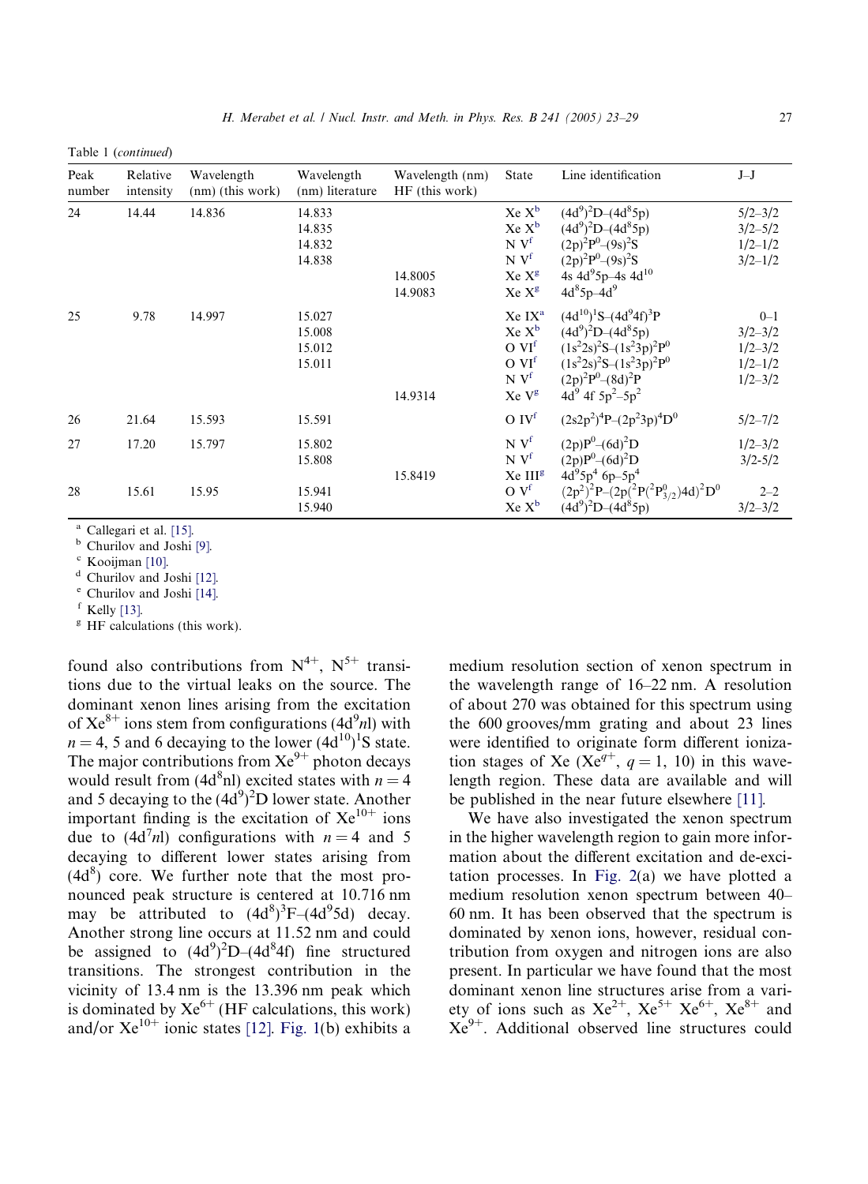Table 1 (*continued*)

| Peak number | Relative intensity | Wavelength (nm) (this work) | Wavelength (nm) literature | Wavelength (nm) HF (this work) | State | Line identification | J–J |
|---|---|---|---|---|---|---|---|
| 24 | 14.44 | 14.836 | 14.833 | | Xe X[b] | $(4d^9)^2D$–$(4d^85p)$ | 5/2–3/2 |
| | | | 14.835 | | Xe X[b] | $(4d^9)^2D$–$(4d^85p)$ | 3/2–5/2 |
| | | | 14.832 | | N V[f] | $(2p)^2P^0$–$(9s)^2S$ | 1/2–1/2 |
| | | | 14.838 | | N V[f] | $(2p)^2P^0$–$(9s)^2S$ | 3/2–1/2 |
| | | | | 14.8005 | Xe X[g] | 4s $4d^95p$–4s $4d^{10}$ | |
| | | | | 14.9083 | Xe X[g] | $4d^85p$–$4d^9$ | |
| 25 | 9.78 | 14.997 | 15.027 | | Xe IX[a] | $(4d^{10})^1S$–$(4d^94f)^3P$ | 0–1 |
| | | | 15.008 | | Xe X[b] | $(4d^9)^2D$–$(4d^85p)$ | 3/2–3/2 |
| | | | 15.012 | | O VI[f] | $(1s^22s)^2S$–$(1s^23p)^2P^0$ | 1/2–3/2 |
| | | | 15.011 | | O VI[f] | $(1s^22s)^2S$–$(1s^23p)^2P^0$ | 1/2–1/2 |
| | | | | | N V[f] | $(2p)^2P^0$–$(8d)^2P$ | 1/2–3/2 |
| | | | | 14.9314 | Xe V[g] | $4d^9$ 4f $5p^2$–$5p^2$ | |
| 26 | 21.64 | 15.593 | 15.591 | | O IV[f] | $(2s2p^2)^4P$–$(2p^23p)^4D^0$ | 5/2–7/2 |
| 27 | 17.20 | 15.797 | 15.802 | | N V[f] | $(2p)P^0$–$(6d)^2D$ | 1/2–3/2 |
| | | | 15.808 | | N V[f] | $(2p)P^0$–$(6d)^2D$ | 3/2-5/2 |
| | | | | 15.8419 | Xe III[g] | $4d^95p^4$ 6p–$5p^4$ | |
| 28 | 15.61 | 15.95 | 15.941 | | O V[f] | $(2p^2)^2P$–$(2p(^2P(^2P^0_{3/2})4d)^2D^0$ | 2–2 |
| | | | 15.940 | | Xe X[b] | $(4d^9)^2D$–$(4d^85p)$ | 3/2–3/2 |

[a] Callegari et al. [15].
[b] Churilov and Joshi [9].
[c] Kooijman [10].
[d] Churilov and Joshi [12].
[e] Churilov and Joshi [14].
[f] Kelly [13].
[g] HF calculations (this work).

found also contributions from $N^{4+}$, $N^{5+}$ transitions due to the virtual leaks on the source. The dominant xenon lines arising from the excitation of $Xe^{8+}$ ions stem from configurations $(4d^9nl)$ with $n = 4$, 5 and 6 decaying to the lower $(4d^{10})^1S$ state. The major contributions from $Xe^{9+}$ photon decays would result from $(4d^8nl)$ excited states with $n = 4$ and 5 decaying to the $(4d^9)^2D$ lower state. Another important finding is the excitation of $Xe^{10+}$ ions due to $(4d^7nl)$ configurations with $n = 4$ and 5 decaying to different lower states arising from $(4d^8)$ core. We further note that the most pronounced peak structure is centered at 10.716 nm may be attributed to $(4d^8)^3F$–$(4d^95d)$ decay. Another strong line occurs at 11.52 nm and could be assigned to $(4d^9)^2D$–$(4d^84f)$ fine structured transitions. The strongest contribution in the vicinity of 13.4 nm is the 13.396 nm peak which is dominated by $Xe^{6+}$ (HF calculations, this work) and/or $Xe^{10+}$ ionic states [12]. Fig. 1(b) exhibits a medium resolution section of xenon spectrum in the wavelength range of 16–22 nm. A resolution of about 270 was obtained for this spectrum using the 600 grooves/mm grating and about 23 lines were identified to originate form different ionization stages of Xe ($Xe^{q+}$, $q = 1$, 10) in this wavelength region. These data are available and will be published in the near future elsewhere [11].

We have also investigated the xenon spectrum in the higher wavelength region to gain more information about the different excitation and de-excitation processes. In Fig. 2(a) we have plotted a medium resolution xenon spectrum between 40–60 nm. It has been observed that the spectrum is dominated by xenon ions, however, residual contribution from oxygen and nitrogen ions are also present. In particular we have found that the most dominant xenon line structures arise from a variety of ions such as $Xe^{2+}$, $Xe^{5+}$ $Xe^{6+}$, $Xe^{8+}$ and $Xe^{9+}$. Additional observed line structures could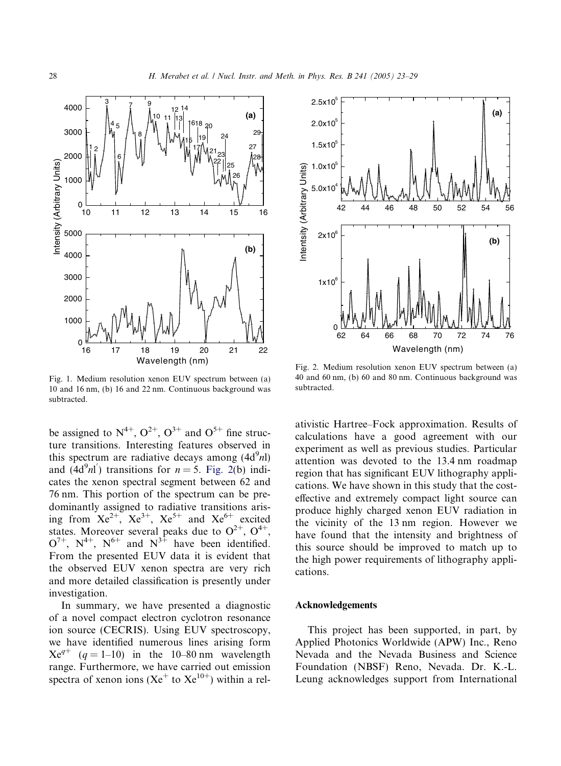Fig. 1. Medium resolution xenon EUV spectrum between (a) 10 and 16 nm, (b) 16 and 22 nm. Continuous background was subtracted.

Fig. 2. Medium resolution xenon EUV spectrum between (a) 40 and 60 nm, (b) 60 and 80 nm. Continuous background was subtracted.

be assigned to $N^{4+}$, $O^{2+}$, $O^{3+}$ and $O^{5+}$ fine structure transitions. Interesting features observed in this spectrum are radiative decays among $(4d^9nl)$ and $(4d^9nl')$ transitions for $n = 5$. Fig. 2(b) indicates the xenon spectral segment between 62 and 76 nm. This portion of the spectrum can be predominantly assigned to radiative transitions arising from $Xe^{2+}$, $Xe^{3+}$, $Xe^{5+}$ and $Xe^{6+}$ excited states. Moreover several peaks due to $O^{2+}$, $O^{4+}$, $O^{7+}$, $N^{4+}$, $N^{6+}$ and $N^{3+}$ have been identified. From the presented EUV data it is evident that the observed EUV xenon spectra are very rich and more detailed classification is presently under investigation.

In summary, we have presented a diagnostic of a novel compact electron cyclotron resonance ion source (CECRIS). Using EUV spectroscopy, we have identified numerous lines arising form $Xe^{q+}$ ($q = 1$–10) in the 10–80 nm wavelength range. Furthermore, we have carried out emission spectra of xenon ions ($Xe^{+}$ to $Xe^{10+}$) within a relativistic Hartree–Fock approximation. Results of calculations have a good agreement with our experiment as well as previous studies. Particular attention was devoted to the 13.4 nm roadmap region that has significant EUV lithography applications. We have shown in this study that the cost-effective and extremely compact light source can produce highly charged xenon EUV radiation in the vicinity of the 13 nm region. However we have found that the intensity and brightness of this source should be improved to match up to the high power requirements of lithography applications.

## Acknowledgements

This project has been supported, in part, by Applied Photonics Worldwide (APW) Inc., Reno Nevada and the Nevada Business and Science Foundation (NBSF) Reno, Nevada. Dr. K.-L. Leung acknowledges support from International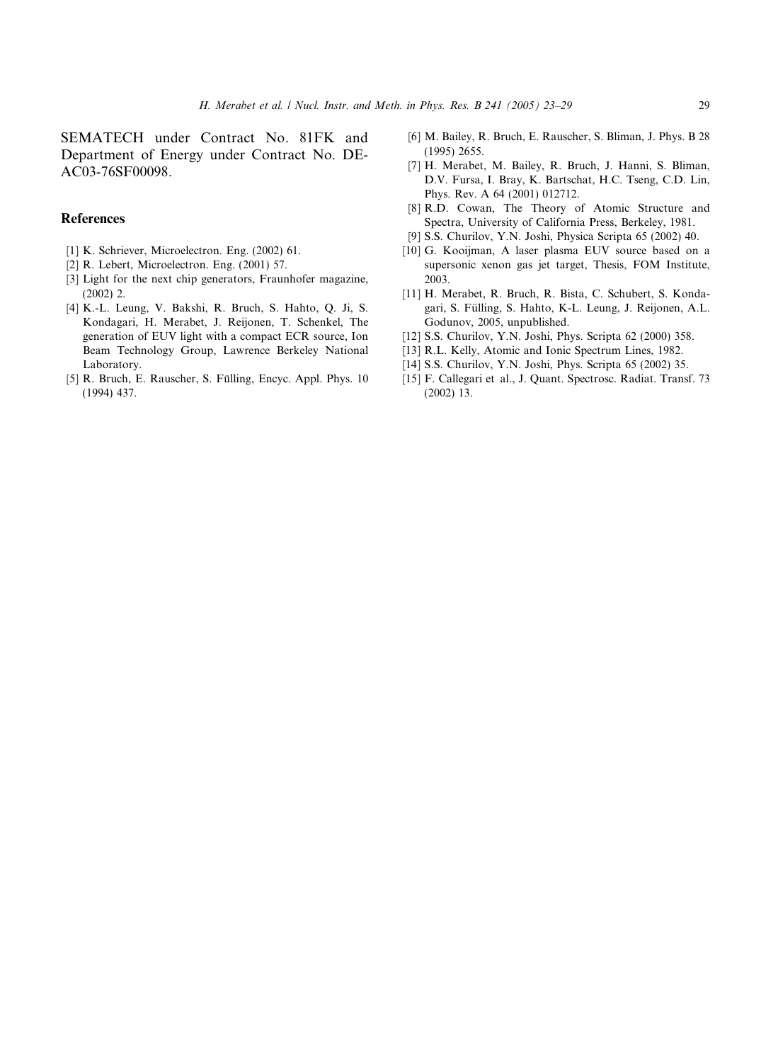SEMATECH under Contract No. 81FK and Department of Energy under Contract No. DE-AC03-76SF00098.

## References

[1] K. Schriever, Microelectron. Eng. (2002) 61.

[2] R. Lebert, Microelectron. Eng. (2001) 57.

[3] Light for the next chip generators, Fraunhofer magazine, (2002) 2.

[4] K.-L. Leung, V. Bakshi, R. Bruch, S. Hahto, Q. Ji, S. Kondagari, H. Merabet, J. Reijonen, T. Schenkel, The generation of EUV light with a compact ECR source, Ion Beam Technology Group, Lawrence Berkeley National Laboratory.

[5] R. Bruch, E. Rauscher, S. Fülling, Encyc. Appl. Phys. 10 (1994) 437.

[6] M. Bailey, R. Bruch, E. Rauscher, S. Bliman, J. Phys. B 28 (1995) 2655.

[7] H. Merabet, M. Bailey, R. Bruch, J. Hanni, S. Bliman, D.V. Fursa, I. Bray, K. Bartschat, H.C. Tseng, C.D. Lin, Phys. Rev. A 64 (2001) 012712.

[8] R.D. Cowan, The Theory of Atomic Structure and Spectra, University of California Press, Berkeley, 1981.

[9] S.S. Churilov, Y.N. Joshi, Physica Scripta 65 (2002) 40.

[10] G. Kooijman, A laser plasma EUV source based on a supersonic xenon gas jet target, Thesis, FOM Institute, 2003.

[11] H. Merabet, R. Bruch, R. Bista, C. Schubert, S. Kondagari, S. Fülling, S. Hahto, K-L. Leung, J. Reijonen, A.L. Godunov, 2005, unpublished.

[12] S.S. Churilov, Y.N. Joshi, Phys. Scripta 62 (2000) 358.

[13] R.L. Kelly, Atomic and Ionic Spectrum Lines, 1982.

[14] S.S. Churilov, Y.N. Joshi, Phys. Scripta 65 (2002) 35.

[15] F. Callegari et al., J. Quant. Spectrosc. Radiat. Transf. 73 (2002) 13.